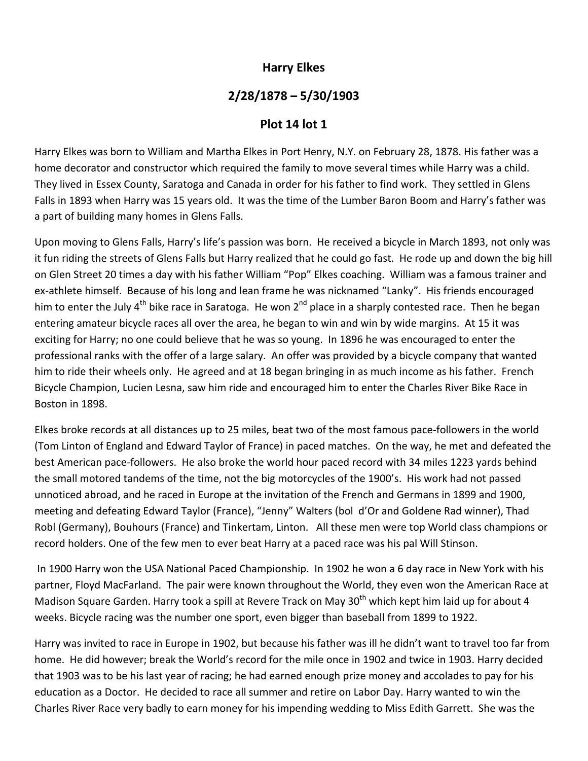# Harry Elkes

## 2/28/1878 – 5/30/1903

## Plot 14 lot 1

Harry Elkes was born to William and Martha Elkes in Port Henry, N.Y. on February 28, 1878. His father was a home decorator and constructor which required the family to move several times while Harry was a child. They lived in Essex County, Saratoga and Canada in order for his father to find work. They settled in Glens Falls in 1893 when Harry was 15 years old. It was the time of the Lumber Baron Boom and Harry's father was a part of building many homes in Glens Falls.

Upon moving to Glens Falls, Harry's life's passion was born. He received a bicycle in March 1893, not only was it fun riding the streets of Glens Falls but Harry realized that he could go fast. He rode up and down the big hill on Glen Street 20 times a day with his father William "Pop" Elkes coaching. William was a famous trainer and ex-athlete himself. Because of his long and lean frame he was nicknamed "Lanky". His friends encouraged him to enter the July 4th bike race in Saratoga. He won 2nd place in a sharply contested race. Then he began entering amateur bicycle races all over the area, he began to win and win by wide margins. At 15 it was exciting for Harry; no one could believe that he was so young. In 1896 he was encouraged to enter the professional ranks with the offer of a large salary. An offer was provided by a bicycle company that wanted him to ride their wheels only. He agreed and at 18 began bringing in as much income as his father. French Bicycle Champion, Lucien Lesna, saw him ride and encouraged him to enter the Charles River Bike Race in Boston in 1898.

Elkes broke records at all distances up to 25 miles, beat two of the most famous pace-followers in the world (Tom Linton of England and Edward Taylor of France) in paced matches. On the way, he met and defeated the best American pace-followers. He also broke the world hour paced record with 34 miles 1223 yards behind the small motored tandems of the time, not the big motorcycles of the 1900's. His work had not passed unnoticed abroad, and he raced in Europe at the invitation of the French and Germans in 1899 and 1900, meeting and defeating Edward Taylor (France), "Jenny" Walters (bol d'Or and Goldene Rad winner), Thad Robl (Germany), Bouhours (France) and Tinkertam, Linton. All these men were top World class champions or record holders. One of the few men to ever beat Harry at a paced race was his pal Will Stinson.

In 1900 Harry won the USA National Paced Championship. In 1902 he won a 6 day race in New York with his partner, Floyd MacFarland. The pair were known throughout the World, they even won the American Race at Madison Square Garden. Harry took a spill at Revere Track on May 30th which kept him laid up for about 4 weeks. Bicycle racing was the number one sport, even bigger than baseball from 1899 to 1922.

Harry was invited to race in Europe in 1902, but because his father was ill he didn't want to travel too far from home. He did however; break the World's record for the mile once in 1902 and twice in 1903. Harry decided that 1903 was to be his last year of racing; he had earned enough prize money and accolades to pay for his education as a Doctor. He decided to race all summer and retire on Labor Day. Harry wanted to win the Charles River Race very badly to earn money for his impending wedding to Miss Edith Garrett. She was the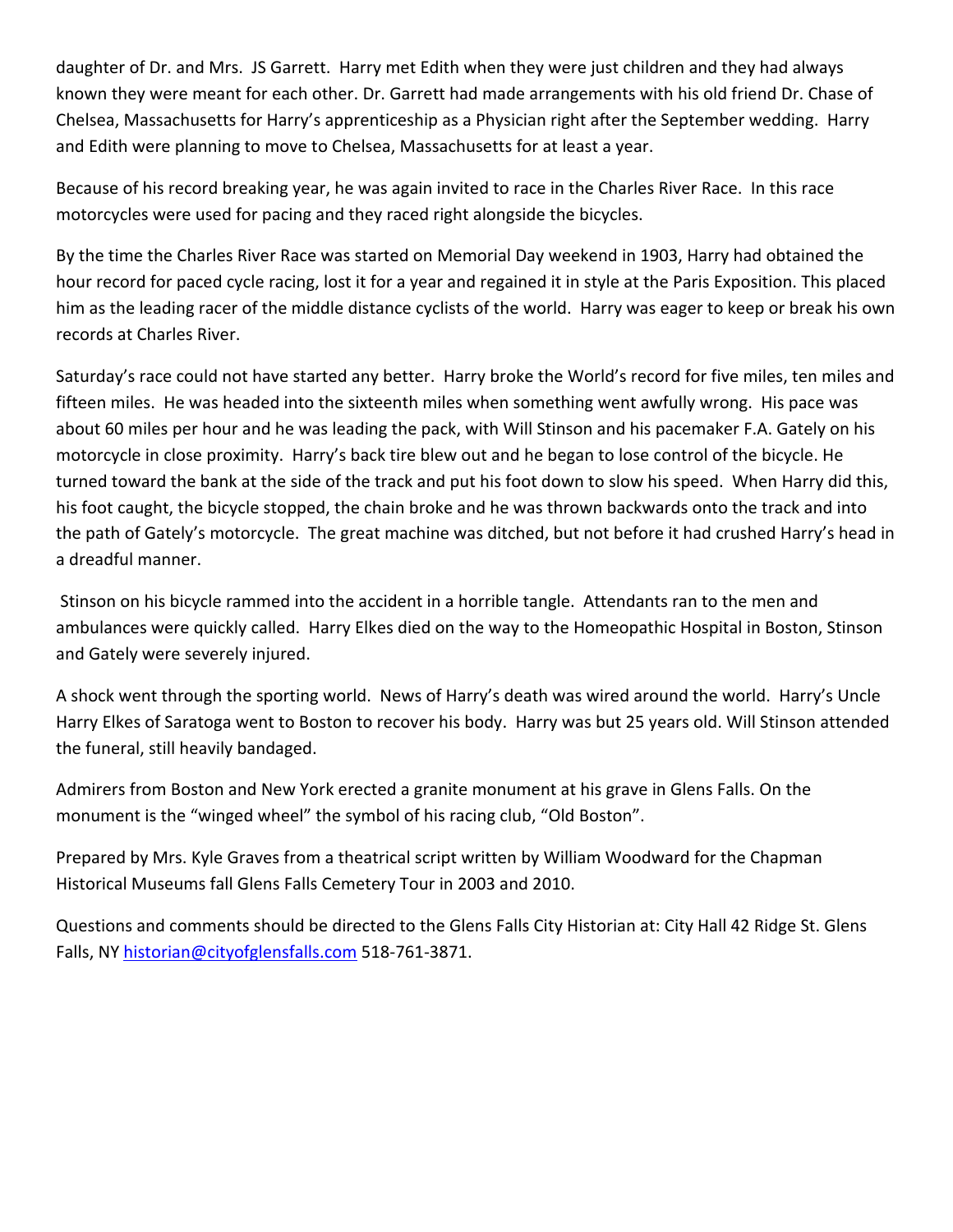daughter of Dr. and Mrs. JS Garrett. Harry met Edith when they were just children and they had always known they were meant for each other. Dr. Garrett had made arrangements with his old friend Dr. Chase of Chelsea, Massachusetts for Harry's apprenticeship as a Physician right after the September wedding. Harry and Edith were planning to move to Chelsea, Massachusetts for at least a year.

Because of his record breaking year, he was again invited to race in the Charles River Race. In this race motorcycles were used for pacing and they raced right alongside the bicycles.

By the time the Charles River Race was started on Memorial Day weekend in 1903, Harry had obtained the hour record for paced cycle racing, lost it for a year and regained it in style at the Paris Exposition. This placed him as the leading racer of the middle distance cyclists of the world. Harry was eager to keep or break his own records at Charles River.

Saturday's race could not have started any better. Harry broke the World's record for five miles, ten miles and fifteen miles. He was headed into the sixteenth miles when something went awfully wrong. His pace was about 60 miles per hour and he was leading the pack, with Will Stinson and his pacemaker F.A. Gately on his motorcycle in close proximity. Harry's back tire blew out and he began to lose control of the bicycle. He turned toward the bank at the side of the track and put his foot down to slow his speed. When Harry did this, his foot caught, the bicycle stopped, the chain broke and he was thrown backwards onto the track and into the path of Gately's motorcycle. The great machine was ditched, but not before it had crushed Harry's head in a dreadful manner.

Stinson on his bicycle rammed into the accident in a horrible tangle. Attendants ran to the men and ambulances were quickly called. Harry Elkes died on the way to the Homeopathic Hospital in Boston, Stinson and Gately were severely injured.

A shock went through the sporting world. News of Harry's death was wired around the world. Harry's Uncle Harry Elkes of Saratoga went to Boston to recover his body. Harry was but 25 years old. Will Stinson attended the funeral, still heavily bandaged.

Admirers from Boston and New York erected a granite monument at his grave in Glens Falls. On the monument is the "winged wheel" the symbol of his racing club, "Old Boston".

Prepared by Mrs. Kyle Graves from a theatrical script written by William Woodward for the Chapman Historical Museums fall Glens Falls Cemetery Tour in 2003 and 2010.

Questions and comments should be directed to the Glens Falls City Historian at: City Hall 42 Ridge St. Glens Falls, NY historian@cityofglensfalls.com 518-761-3871.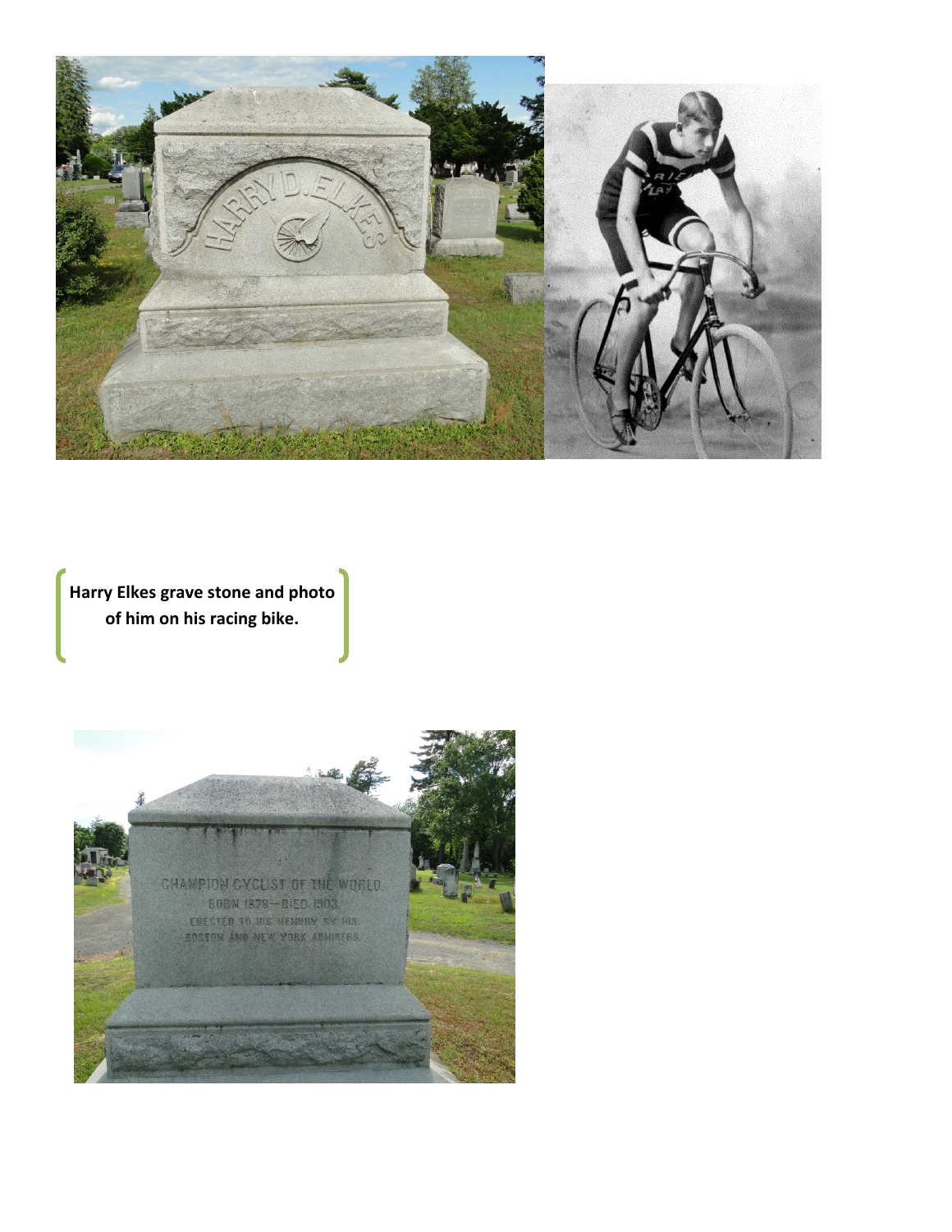Harry Elkes grave stone and photo of him on his racing bike.